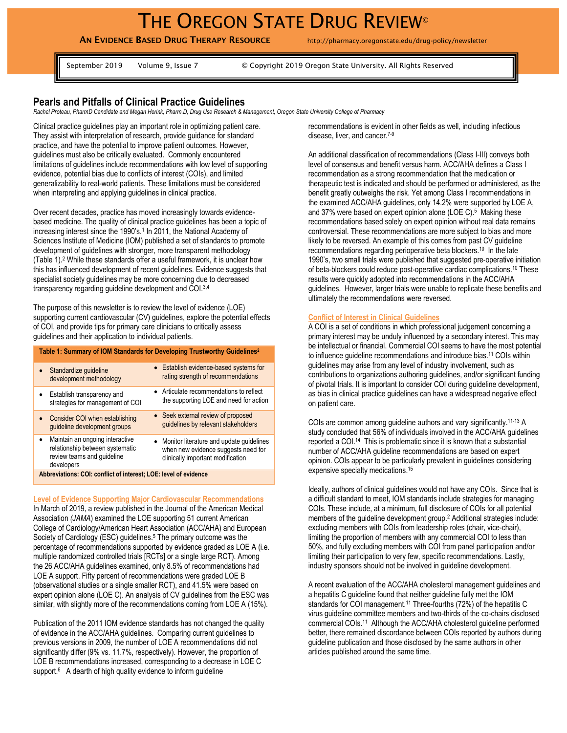# The Oregon State Drug Review©

**An Evidence Based Drug Therapy Resource** http://pharmacy.oregonstate.edu/drug-policy/newsletter

September 2019 Volume 9, Issue 7 © Copyright 2019 Oregon State University. All Rights Reserved

## Pearls and Pitfalls of Clinical Practice Guidelines

*Rachel Proteau, PharmD Candidate and Megan Herink, Pharm.D, Drug Use Research & Management, Oregon State University College of Pharmacy*

Clinical practice guidelines play an important role in optimizing patient care. They assist with interpretation of research, provide guidance for standard practice, and have the potential to improve patient outcomes. However, guidelines must also be critically evaluated. Commonly encountered limitations of guidelines include recommendations with low level of supporting evidence, potential bias due to conflicts of interest (COIs), and limited generalizability to real-world patients. These limitations must be considered when interpreting and applying guidelines in clinical practice.

Over recent decades, practice has moved increasingly towards evidence-based medicine. The quality of clinical practice guidelines has been a topic of increasing interest since the 1990's.[1] In 2011, the National Academy of Sciences Institute of Medicine (IOM) published a set of standards to promote development of guidelines with stronger, more transparent methodology (Table 1).[2] While these standards offer a useful framework, it is unclear how this has influenced development of recent guidelines. Evidence suggests that specialist society guidelines may be more concerning due to decreased transparency regarding guideline development and COI.[3,4]

The purpose of this newsletter is to review the level of evidence (LOE) supporting current cardiovascular (CV) guidelines, explore the potential effects of COI, and provide tips for primary care clinicians to critically assess guidelines and their application to individual patients.

**Table 1: Summary of IOM Standards for Developing Trustworthy Guidelines[2]**

| | |
|---|---|
| • Standardize guideline development methodology | • Establish evidence-based systems for rating strength of recommendations |
| • Establish transparency and strategies for management of COI | • Articulate recommendations to reflect the supporting LOE and need for action |
| • Consider COI when establishing guideline development groups | • Seek external review of proposed guidelines by relevant stakeholders |
| • Maintain an ongoing interactive relationship between systematic review teams and guideline developers | • Monitor literature and update guidelines when new evidence suggests need for clinically important modification |

**Abbreviations: COI: conflict of interest; LOE: level of evidence**

### Level of Evidence Supporting Major Cardiovascular Recommendations

In March of 2019, a review published in the Journal of the American Medical Association (*JAMA*) examined the LOE supporting 51 current American College of Cardiology/American Heart Association (ACC/AHA) and European Society of Cardiology (ESC) guidelines.[5] The primary outcome was the percentage of recommendations supported by evidence graded as LOE A (i.e. multiple randomized controlled trials [RCTs] or a single large RCT). Among the 26 ACC/AHA guidelines examined, only 8.5% of recommendations had LOE A support. Fifty percent of recommendations were graded LOE B (observational studies or a single smaller RCT), and 41.5% were based on expert opinion alone (LOE C). An analysis of CV guidelines from the ESC was similar, with slightly more of the recommendations coming from LOE A (15%).

Publication of the 2011 IOM evidence standards has not changed the quality of evidence in the ACC/AHA guidelines. Comparing current guidelines to previous versions in 2009, the number of LOE A recommendations did not significantly differ (9% vs. 11.7%, respectively). However, the proportion of LOE B recommendations increased, corresponding to a decrease in LOE C support.[6] A dearth of high quality evidence to inform guideline recommendations is evident in other fields as well, including infectious disease, liver, and cancer.[7-9]

An additional classification of recommendations (Class I-III) conveys both level of consensus and benefit versus harm. ACC/AHA defines a Class I recommendation as a strong recommendation that the medication or therapeutic test is indicated and should be performed or administered, as the benefit greatly outweighs the risk. Yet among Class I recommendations in the examined ACC/AHA guidelines, only 14.2% were supported by LOE A, and 37% were based on expert opinion alone (LOE C).[5] Making these recommendations based solely on expert opinion without real data remains controversial. These recommendations are more subject to bias and more likely to be reversed. An example of this comes from past CV guideline recommendations regarding perioperative beta blockers.[10] In the late 1990's, two small trials were published that suggested pre-operative initiation of beta-blockers could reduce post-operative cardiac complications.[10] These results were quickly adopted into recommendations in the ACC/AHA guidelines. However, larger trials were unable to replicate these benefits and ultimately the recommendations were reversed.

### Conflict of Interest in Clinical Guidelines

A COI is a set of conditions in which professional judgement concerning a primary interest may be unduly influenced by a secondary interest. This may be intellectual or financial. Commercial COI seems to have the most potential to influence guideline recommendations and introduce bias.[11] COIs within guidelines may arise from any level of industry involvement, such as contributions to organizations authoring guidelines, and/or significant funding of pivotal trials. It is important to consider COI during guideline development, as bias in clinical practice guidelines can have a widespread negative effect on patient care.

COIs are common among guideline authors and vary significantly.[11-13] A study concluded that 56% of individuals involved in the ACC/AHA guidelines reported a COI.[14] This is problematic since it is known that a substantial number of ACC/AHA guideline recommendations are based on expert opinion. COIs appear to be particularly prevalent in guidelines considering expensive specialty medications.[15]

Ideally, authors of clinical guidelines would not have any COIs. Since that is a difficult standard to meet, IOM standards include strategies for managing COIs. These include, at a minimum, full disclosure of COIs for all potential members of the guideline development group.[2] Additional strategies include: excluding members with COIs from leadership roles (chair, vice-chair), limiting the proportion of members with any commercial COI to less than 50%, and fully excluding members with COI from panel participation and/or limiting their participation to very few, specific recommendations. Lastly, industry sponsors should not be involved in guideline development.

A recent evaluation of the ACC/AHA cholesterol management guidelines and a hepatitis C guideline found that neither guideline fully met the IOM standards for COI management.[11] Three-fourths (72%) of the hepatitis C virus guideline committee members and two-thirds of the co-chairs disclosed commercial COIs.[11] Although the ACC/AHA cholesterol guideline performed better, there remained discordance between COIs reported by authors during guideline publication and those disclosed by the same authors in other articles published around the same time.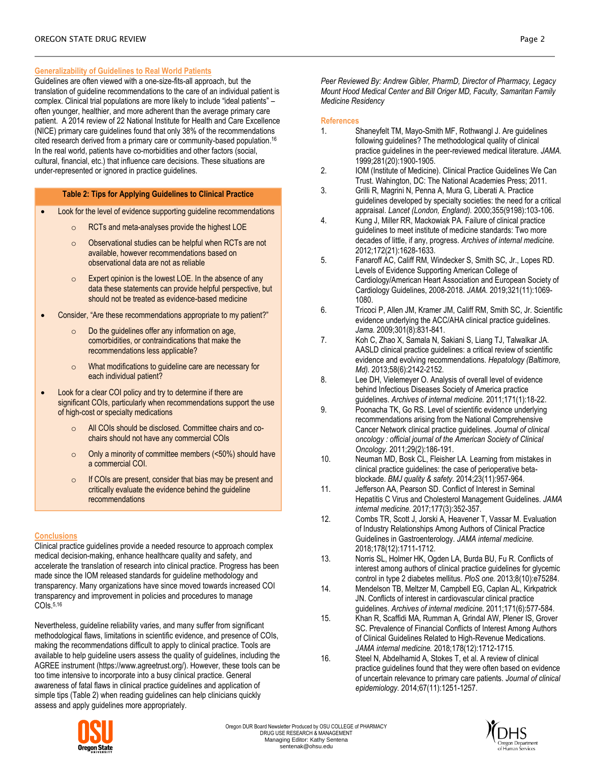## Generalizability of Guidelines to Real World Patients

Guidelines are often viewed with a one-size-fits-all approach, but the translation of guideline recommendations to the care of an individual patient is complex. Clinical trial populations are more likely to include "ideal patients" – often younger, healthier, and more adherent than the average primary care patient. A 2014 review of 22 National Institute for Health and Care Excellence (NICE) primary care guidelines found that only 38% of the recommendations cited research derived from a primary care or community-based population.[16] In the real world, patients have co-morbidities and other factors (social, cultural, financial, etc.) that influence care decisions. These situations are under-represented or ignored in practice guidelines.

**Table 2: Tips for Applying Guidelines to Clinical Practice**

- Look for the level of evidence supporting guideline recommendations
  - RCTs and meta-analyses provide the highest LOE
  - Observational studies can be helpful when RCTs are not available, however recommendations based on observational data are not as reliable
  - Expert opinion is the lowest LOE. In the absence of any data these statements can provide helpful perspective, but should not be treated as evidence-based medicine
- Consider, "Are these recommendations appropriate to my patient?"
  - Do the guidelines offer any information on age, comorbidities, or contraindications that make the recommendations less applicable?
  - What modifications to guideline care are necessary for each individual patient?
- Look for a clear COI policy and try to determine if there are significant COIs, particularly when recommendations support the use of high-cost or specialty medications
  - All COIs should be disclosed. Committee chairs and co-chairs should not have any commercial COIs
  - Only a minority of committee members (<50%) should have a commercial COI.
  - If COIs are present, consider that bias may be present and critically evaluate the evidence behind the guideline recommendations

## Conclusions

Clinical practice guidelines provide a needed resource to approach complex medical decision-making, enhance healthcare quality and safety, and accelerate the translation of research into clinical practice. Progress has been made since the IOM released standards for guideline methodology and transparency. Many organizations have since moved towards increased COI transparency and improvement in policies and procedures to manage COIs.[5,16]

Nevertheless, guideline reliability varies, and many suffer from significant methodological flaws, limitations in scientific evidence, and presence of COIs, making the recommendations difficult to apply to clinical practice. Tools are available to help guideline users assess the quality of guidelines, including the AGREE instrument (https://www.agreetrust.org/). However, these tools can be too time intensive to incorporate into a busy clinical practice. General awareness of fatal flaws in clinical practice guidelines and application of simple tips (Table 2) when reading guidelines can help clinicians quickly assess and apply guidelines more appropriately.

*Peer Reviewed By: Andrew Gibler, PharmD, Director of Pharmacy, Legacy Mount Hood Medical Center and Bill Origer MD, Faculty, Samaritan Family Medicine Residency*

## References

1. Shaneyfelt TM, Mayo-Smith MF, Rothwangl J. Are guidelines following guidelines? The methodological quality of clinical practice guidelines in the peer-reviewed medical literature. *JAMA.* 1999;281(20):1900-1905.
2. IOM (Institute of Medicine). Clinical Practice Guidelines We Can Trust. Wahington, DC: The National Academies Press; 2011.
3. Grilli R, Magrini N, Penna A, Mura G, Liberati A. Practice guidelines developed by specialty societies: the need for a critical appraisal. *Lancet (London, England).* 2000;355(9198):103-106.
4. Kung J, Miller RR, Mackowiak PA. Failure of clinical practice guidelines to meet institute of medicine standards: Two more decades of little, if any, progress. *Archives of internal medicine.* 2012;172(21):1628-1633.
5. Fanaroff AC, Califf RM, Windecker S, Smith SC, Jr., Lopes RD. Levels of Evidence Supporting American College of Cardiology/American Heart Association and European Society of Cardiology Guidelines, 2008-2018. *JAMA.* 2019;321(11):1069-1080.
6. Tricoci P, Allen JM, Kramer JM, Califf RM, Smith SC, Jr. Scientific evidence underlying the ACC/AHA clinical practice guidelines. *Jama.* 2009;301(8):831-841.
7. Koh C, Zhao X, Samala N, Sakiani S, Liang TJ, Talwalkar JA. AASLD clinical practice guidelines: a critical review of scientific evidence and evolving recommendations. *Hepatology (Baltimore, Md).* 2013;58(6):2142-2152.
8. Lee DH, Vielemeyer O. Analysis of overall level of evidence behind Infectious Diseases Society of America practice guidelines. *Archives of internal medicine.* 2011;171(1):18-22.
9. Poonacha TK, Go RS. Level of scientific evidence underlying recommendations arising from the National Comprehensive Cancer Network clinical practice guidelines. *Journal of clinical oncology : official journal of the American Society of Clinical Oncology.* 2011;29(2):186-191.
10. Neuman MD, Bosk CL, Fleisher LA. Learning from mistakes in clinical practice guidelines: the case of perioperative beta-blockade. *BMJ quality & safety.* 2014;23(11):957-964.
11. Jefferson AA, Pearson SD. Conflict of Interest in Seminal Hepatitis C Virus and Cholesterol Management Guidelines. *JAMA internal medicine.* 2017;177(3):352-357.
12. Combs TR, Scott J, Jorski A, Heavener T, Vassar M. Evaluation of Industry Relationships Among Authors of Clinical Practice Guidelines in Gastroenterology. *JAMA internal medicine.* 2018;178(12):1711-1712.
13. Norris SL, Holmer HK, Ogden LA, Burda BU, Fu R. Conflicts of interest among authors of clinical practice guidelines for glycemic control in type 2 diabetes mellitus. *PloS one.* 2013;8(10):e75284.
14. Mendelson TB, Meltzer M, Campbell EG, Caplan AL, Kirkpatrick JN. Conflicts of interest in cardiovascular clinical practice guidelines. *Archives of internal medicine.* 2011;171(6):577-584.
15. Khan R, Scaffidi MA, Rumman A, Grindal AW, Plener IS, Grover SC. Prevalence of Financial Conflicts of Interest Among Authors of Clinical Guidelines Related to High-Revenue Medications. *JAMA internal medicine.* 2018;178(12):1712-1715.
16. Steel N, Abdelhamid A, Stokes T, et al. A review of clinical practice guidelines found that they were often based on evidence of uncertain relevance to primary care patients. *Journal of clinical epidemiology.* 2014;67(11):1251-1257.

Oregon DUR Board Newsletter Produced by OSU COLLEGE of PHARMACY
DRUG USE RESEARCH & MANAGEMENT
Managing Editor: Kathy Sentena
sentenak@ohsu.edu